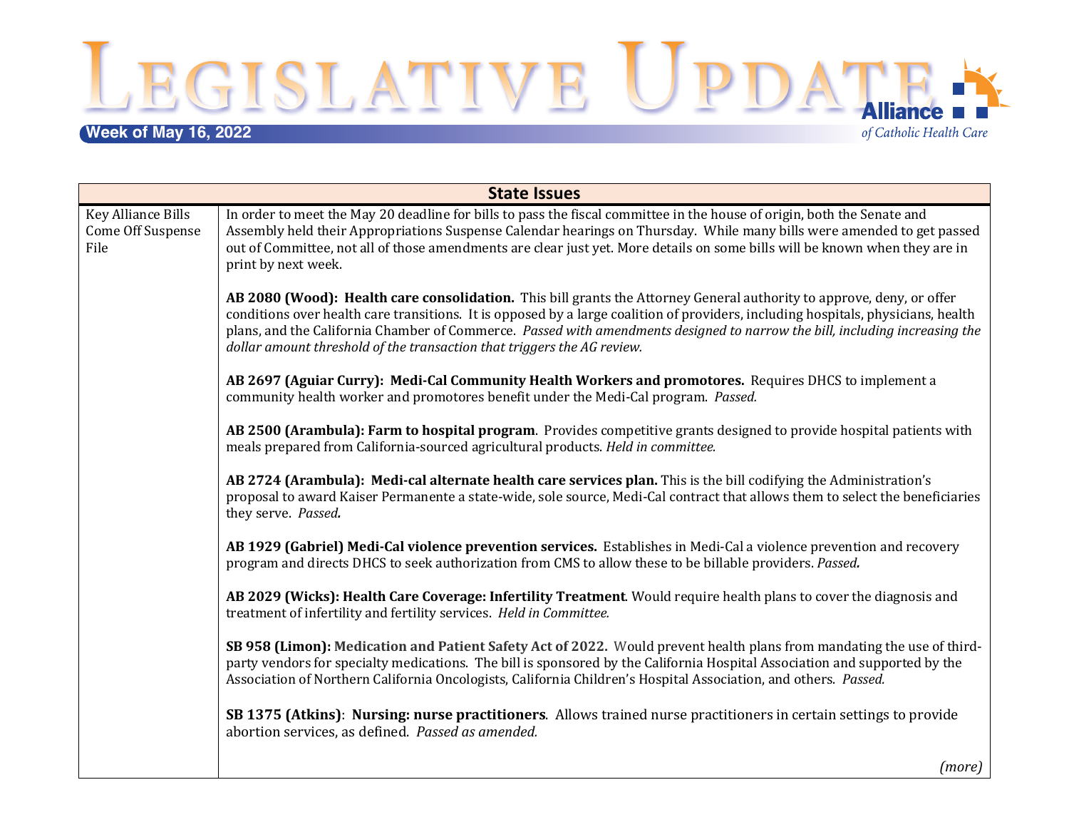# Legislative Update

**Week of May 16, 2022**

Alliance of Catholic Health Care

| State Issues | |
|---|---|
| Key Alliance Bills Come Off Suspense File | In order to meet the May 20 deadline for bills to pass the fiscal committee in the house of origin, both the Senate and Assembly held their Appropriations Suspense Calendar hearings on Thursday. While many bills were amended to get passed out of Committee, not all of those amendments are clear just yet. More details on some bills will be known when they are in print by next week.<br><br>**AB 2080 (Wood): Health care consolidation.** This bill grants the Attorney General authority to approve, deny, or offer conditions over health care transitions. It is opposed by a large coalition of providers, including hospitals, physicians, health plans, and the California Chamber of Commerce. *Passed with amendments designed to narrow the bill, including increasing the dollar amount threshold of the transaction that triggers the AG review.*<br><br>**AB 2697 (Aguiar Curry): Medi-Cal Community Health Workers and promotores.** Requires DHCS to implement a community health worker and promotores benefit under the Medi-Cal program. *Passed.*<br><br>**AB 2500 (Arambula): Farm to hospital program**. Provides competitive grants designed to provide hospital patients with meals prepared from California-sourced agricultural products. *Held in committee.*<br><br>**AB 2724 (Arambula): Medi-cal alternate health care services plan.** This is the bill codifying the Administration's proposal to award Kaiser Permanente a state-wide, sole source, Medi-Cal contract that allows them to select the beneficiaries they serve. *Passed.*<br><br>**AB 1929 (Gabriel) Medi-Cal violence prevention services.** Establishes in Medi-Cal a violence prevention and recovery program and directs DHCS to seek authorization from CMS to allow these to be billable providers. *Passed.*<br><br>**AB 2029 (Wicks): Health Care Coverage: Infertility Treatment**. Would require health plans to cover the diagnosis and treatment of infertility and fertility services. *Held in Committee.*<br><br>**SB 958 (Limon): Medication and Patient Safety Act of 2022.** Would prevent health plans from mandating the use of third-party vendors for specialty medications. The bill is sponsored by the California Hospital Association and supported by the Association of Northern California Oncologists, California Children's Hospital Association, and others. *Passed.*<br><br>**SB 1375 (Atkins)**: **Nursing: nurse practitioners**. Allows trained nurse practitioners in certain settings to provide abortion services, as defined. *Passed as amended.*<br><br>*(more)* |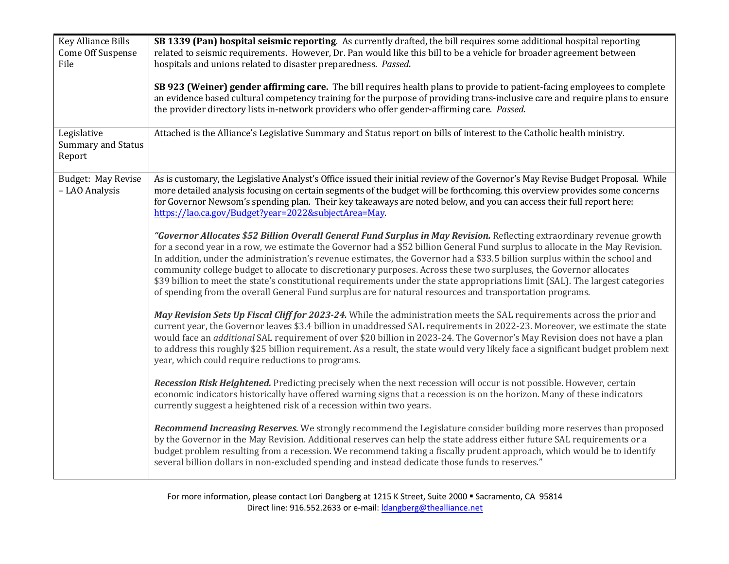| | |
|---|---|
| Key Alliance Bills Come Off Suspense File | **SB 1339 (Pan) hospital seismic reporting**. As currently drafted, the bill requires some additional hospital reporting related to seismic requirements. However, Dr. Pan would like this bill to be a vehicle for broader agreement between hospitals and unions related to disaster preparedness. *Passed.*<br><br>**SB 923 (Weiner) gender affirming care.** The bill requires health plans to provide to patient-facing employees to complete an evidence based cultural competency training for the purpose of providing trans-inclusive care and require plans to ensure the provider directory lists in-network providers who offer gender-affirming care. *Passed.* |
| Legislative Summary and Status Report | Attached is the Alliance's Legislative Summary and Status report on bills of interest to the Catholic health ministry. |
| Budget: May Revise – LAO Analysis | As is customary, the Legislative Analyst's Office issued their initial review of the Governor's May Revise Budget Proposal. While more detailed analysis focusing on certain segments of the budget will be forthcoming, this overview provides some concerns for Governor Newsom's spending plan. Their key takeaways are noted below, and you can access their full report here: https://lao.ca.gov/Budget?year=2022&subjectArea=May.<br><br>***"Governor Allocates $52 Billion Overall General Fund Surplus in May Revision.*** Reflecting extraordinary revenue growth for a second year in a row, we estimate the Governor had a $52 billion General Fund surplus to allocate in the May Revision. In addition, under the administration's revenue estimates, the Governor had a $33.5 billion surplus within the school and community college budget to allocate to discretionary purposes. Across these two surpluses, the Governor allocates $39 billion to meet the state's constitutional requirements under the state appropriations limit (SAL). The largest categories of spending from the overall General Fund surplus are for natural resources and transportation programs.<br><br>***May Revision Sets Up Fiscal Cliff for 2023-24.*** While the administration meets the SAL requirements across the prior and current year, the Governor leaves $3.4 billion in unaddressed SAL requirements in 2022-23. Moreover, we estimate the state would face an *additional* SAL requirement of over $20 billion in 2023-24. The Governor's May Revision does not have a plan to address this roughly $25 billion requirement. As a result, the state would very likely face a significant budget problem next year, which could require reductions to programs.<br><br>***Recession Risk Heightened.*** Predicting precisely when the next recession will occur is not possible. However, certain economic indicators historically have offered warning signs that a recession is on the horizon. Many of these indicators currently suggest a heightened risk of a recession within two years.<br><br>***Recommend Increasing Reserves.*** We strongly recommend the Legislature consider building more reserves than proposed by the Governor in the May Revision. Additional reserves can help the state address either future SAL requirements or a budget problem resulting from a recession. We recommend taking a fiscally prudent approach, which would be to identify several billion dollars in non-excluded spending and instead dedicate those funds to reserves." |

For more information, please contact Lori Dangberg at 1215 K Street, Suite 2000 ▪ Sacramento, CA 95814
Direct line: 916.552.2633 or e-mail: ldangberg@thealliance.net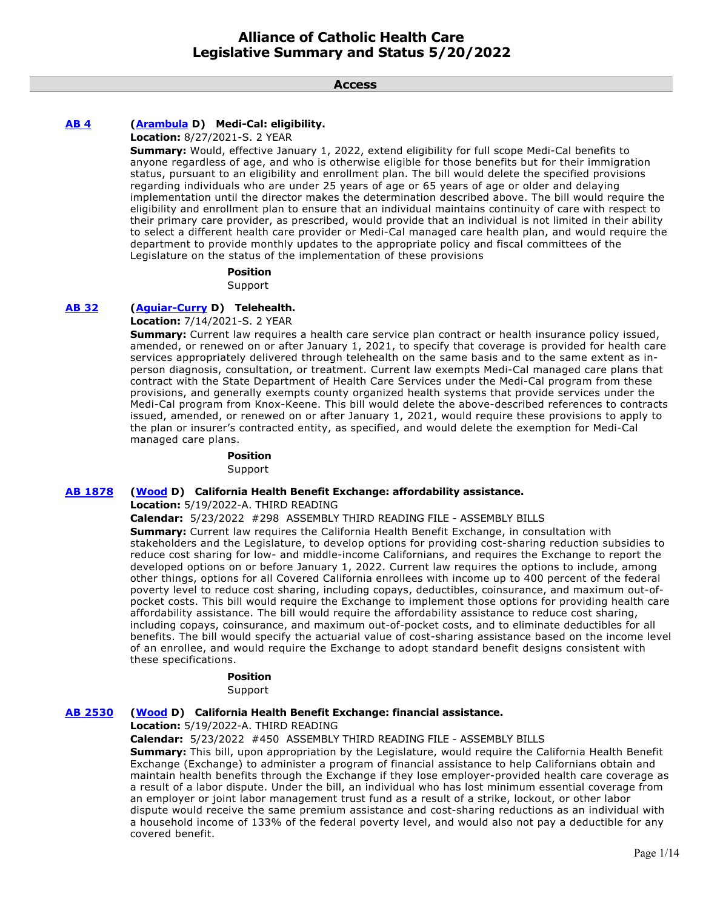# Alliance of Catholic Health Care
# Legislative Summary and Status 5/20/2022

## Access

### AB 4 (Arambula D) Medi-Cal: eligibility.

**Location:** 8/27/2021-S. 2 YEAR

**Summary:** Would, effective January 1, 2022, extend eligibility for full scope Medi-Cal benefits to anyone regardless of age, and who is otherwise eligible for those benefits but for their immigration status, pursuant to an eligibility and enrollment plan. The bill would delete the specified provisions regarding individuals who are under 25 years of age or 65 years of age or older and delaying implementation until the director makes the determination described above. The bill would require the eligibility and enrollment plan to ensure that an individual maintains continuity of care with respect to their primary care provider, as prescribed, would provide that an individual is not limited in their ability to select a different health care provider or Medi-Cal managed care health plan, and would require the department to provide monthly updates to the appropriate policy and fiscal committees of the Legislature on the status of the implementation of these provisions

**Position**
Support

### AB 32 (Aguiar-Curry D) Telehealth.

**Location:** 7/14/2021-S. 2 YEAR

**Summary:** Current law requires a health care service plan contract or health insurance policy issued, amended, or renewed on or after January 1, 2021, to specify that coverage is provided for health care services appropriately delivered through telehealth on the same basis and to the same extent as in-person diagnosis, consultation, or treatment. Current law exempts Medi-Cal managed care plans that contract with the State Department of Health Care Services under the Medi-Cal program from these provisions, and generally exempts county organized health systems that provide services under the Medi-Cal program from Knox-Keene. This bill would delete the above-described references to contracts issued, amended, or renewed on or after January 1, 2021, would require these provisions to apply to the plan or insurer's contracted entity, as specified, and would delete the exemption for Medi-Cal managed care plans.

**Position**
Support

### AB 1878 (Wood D) California Health Benefit Exchange: affordability assistance.

**Location:** 5/19/2022-A. THIRD READING

**Calendar:** 5/23/2022 #298 ASSEMBLY THIRD READING FILE - ASSEMBLY BILLS

**Summary:** Current law requires the California Health Benefit Exchange, in consultation with stakeholders and the Legislature, to develop options for providing cost-sharing reduction subsidies to reduce cost sharing for low- and middle-income Californians, and requires the Exchange to report the developed options on or before January 1, 2022. Current law requires the options to include, among other things, options for all Covered California enrollees with income up to 400 percent of the federal poverty level to reduce cost sharing, including copays, deductibles, coinsurance, and maximum out-of-pocket costs. This bill would require the Exchange to implement those options for providing health care affordability assistance. The bill would require the affordability assistance to reduce cost sharing, including copays, coinsurance, and maximum out-of-pocket costs, and to eliminate deductibles for all benefits. The bill would specify the actuarial value of cost-sharing assistance based on the income level of an enrollee, and would require the Exchange to adopt standard benefit designs consistent with these specifications.

**Position**
Support

### AB 2530 (Wood D) California Health Benefit Exchange: financial assistance.

**Location:** 5/19/2022-A. THIRD READING

**Calendar:** 5/23/2022 #450 ASSEMBLY THIRD READING FILE - ASSEMBLY BILLS

**Summary:** This bill, upon appropriation by the Legislature, would require the California Health Benefit Exchange (Exchange) to administer a program of financial assistance to help Californians obtain and maintain health benefits through the Exchange if they lose employer-provided health care coverage as a result of a labor dispute. Under the bill, an individual who has lost minimum essential coverage from an employer or joint labor management trust fund as a result of a strike, lockout, or other labor dispute would receive the same premium assistance and cost-sharing reductions as an individual with a household income of 133% of the federal poverty level, and would also not pay a deductible for any covered benefit.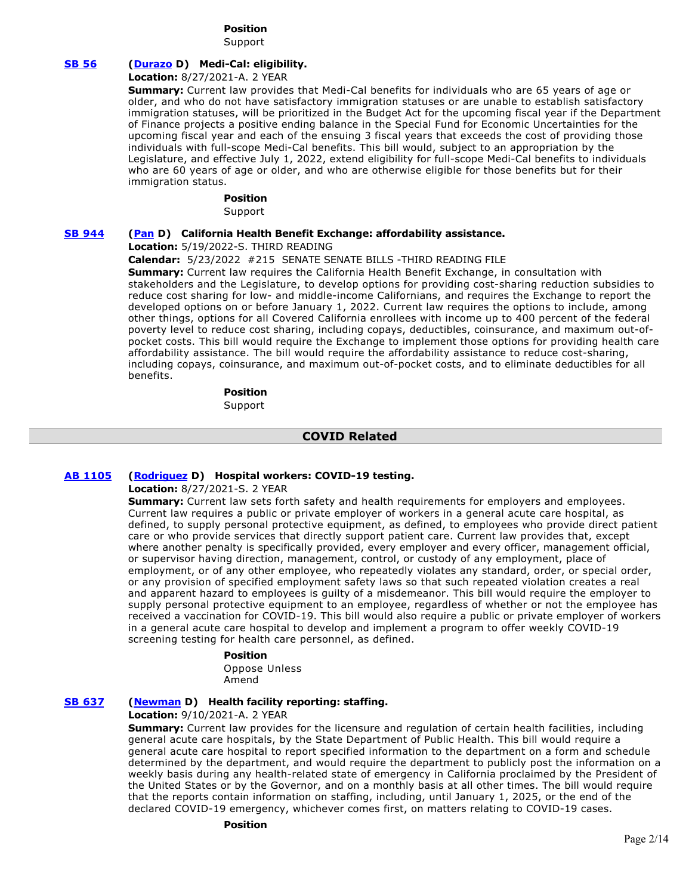**Position**
Support

**SB 56** (**Durazo** D) **Medi-Cal: eligibility.**

**Location:** 8/27/2021-A. 2 YEAR

**Summary:** Current law provides that Medi-Cal benefits for individuals who are 65 years of age or older, and who do not have satisfactory immigration statuses or are unable to establish satisfactory immigration statuses, will be prioritized in the Budget Act for the upcoming fiscal year if the Department of Finance projects a positive ending balance in the Special Fund for Economic Uncertainties for the upcoming fiscal year and each of the ensuing 3 fiscal years that exceeds the cost of providing those individuals with full-scope Medi-Cal benefits. This bill would, subject to an appropriation by the Legislature, and effective July 1, 2022, extend eligibility for full-scope Medi-Cal benefits to individuals who are 60 years of age or older, and who are otherwise eligible for those benefits but for their immigration status.

**Position**
Support

**SB 944** (**Pan** D) **California Health Benefit Exchange: affordability assistance.**

**Location:** 5/19/2022-S. THIRD READING

**Calendar:** 5/23/2022 #215 SENATE SENATE BILLS -THIRD READING FILE

**Summary:** Current law requires the California Health Benefit Exchange, in consultation with stakeholders and the Legislature, to develop options for providing cost-sharing reduction subsidies to reduce cost sharing for low- and middle-income Californians, and requires the Exchange to report the developed options on or before January 1, 2022. Current law requires the options to include, among other things, options for all Covered California enrollees with income up to 400 percent of the federal poverty level to reduce cost sharing, including copays, deductibles, coinsurance, and maximum out-of-pocket costs. This bill would require the Exchange to implement those options for providing health care affordability assistance. The bill would require the affordability assistance to reduce cost-sharing, including copays, coinsurance, and maximum out-of-pocket costs, and to eliminate deductibles for all benefits.

**Position**
Support

## COVID Related

**AB 1105** (**Rodriguez** D) **Hospital workers: COVID-19 testing.**

**Location:** 8/27/2021-S. 2 YEAR

**Summary:** Current law sets forth safety and health requirements for employers and employees. Current law requires a public or private employer of workers in a general acute care hospital, as defined, to supply personal protective equipment, as defined, to employees who provide direct patient care or who provide services that directly support patient care. Current law provides that, except where another penalty is specifically provided, every employer and every officer, management official, or supervisor having direction, management, control, or custody of any employment, place of employment, or of any other employee, who repeatedly violates any standard, order, or special order, or any provision of specified employment safety laws so that such repeated violation creates a real and apparent hazard to employees is guilty of a misdemeanor. This bill would require the employer to supply personal protective equipment to an employee, regardless of whether or not the employee has received a vaccination for COVID-19. This bill would also require a public or private employer of workers in a general acute care hospital to develop and implement a program to offer weekly COVID-19 screening testing for health care personnel, as defined.

**Position**
Oppose Unless Amend

**SB 637** (**Newman** D) **Health facility reporting: staffing.**

**Location:** 9/10/2021-A. 2 YEAR

**Summary:** Current law provides for the licensure and regulation of certain health facilities, including general acute care hospitals, by the State Department of Public Health. This bill would require a general acute care hospital to report specified information to the department on a form and schedule determined by the department, and would require the department to publicly post the information on a weekly basis during any health-related state of emergency in California proclaimed by the President of the United States or by the Governor, and on a monthly basis at all other times. The bill would require that the reports contain information on staffing, including, until January 1, 2025, or the end of the declared COVID-19 emergency, whichever comes first, on matters relating to COVID-19 cases.

**Position**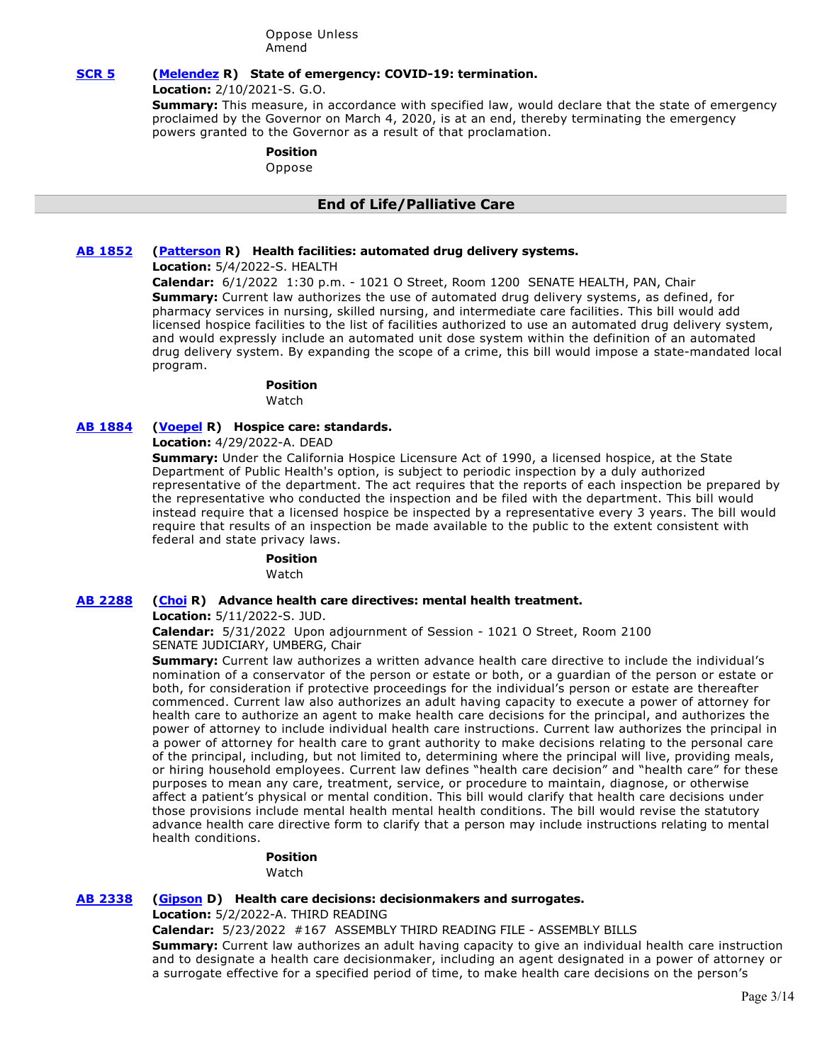Oppose Unless Amend

**[SCR 5](#) ([Melendez](#) R) State of emergency: COVID-19: termination.**

**Location:** 2/10/2021-S. G.O.

**Summary:** This measure, in accordance with specified law, would declare that the state of emergency proclaimed by the Governor on March 4, 2020, is at an end, thereby terminating the emergency powers granted to the Governor as a result of that proclamation.

**Position**

Oppose

## End of Life/Palliative Care

**[AB 1852](#) ([Patterson](#) R) Health facilities: automated drug delivery systems.**

**Location:** 5/4/2022-S. HEALTH

**Calendar:** 6/1/2022 1:30 p.m. - 1021 O Street, Room 1200 SENATE HEALTH, PAN, Chair

**Summary:** Current law authorizes the use of automated drug delivery systems, as defined, for pharmacy services in nursing, skilled nursing, and intermediate care facilities. This bill would add licensed hospice facilities to the list of facilities authorized to use an automated drug delivery system, and would expressly include an automated unit dose system within the definition of an automated drug delivery system. By expanding the scope of a crime, this bill would impose a state-mandated local program.

**Position**

Watch

**[AB 1884](#) ([Voepel](#) R) Hospice care: standards.**

**Location:** 4/29/2022-A. DEAD

**Summary:** Under the California Hospice Licensure Act of 1990, a licensed hospice, at the State Department of Public Health's option, is subject to periodic inspection by a duly authorized representative of the department. The act requires that the reports of each inspection be prepared by the representative who conducted the inspection and be filed with the department. This bill would instead require that a licensed hospice be inspected by a representative every 3 years. The bill would require that results of an inspection be made available to the public to the extent consistent with federal and state privacy laws.

**Position**

Watch

**[AB 2288](#) ([Choi](#) R) Advance health care directives: mental health treatment.**

**Location:** 5/11/2022-S. JUD.

**Calendar:** 5/31/2022 Upon adjournment of Session - 1021 O Street, Room 2100 SENATE JUDICIARY, UMBERG, Chair

**Summary:** Current law authorizes a written advance health care directive to include the individual's nomination of a conservator of the person or estate or both, or a guardian of the person or estate or both, for consideration if protective proceedings for the individual's person or estate are thereafter commenced. Current law also authorizes an adult having capacity to execute a power of attorney for health care to authorize an agent to make health care decisions for the principal, and authorizes the power of attorney to include individual health care instructions. Current law authorizes the principal in a power of attorney for health care to grant authority to make decisions relating to the personal care of the principal, including, but not limited to, determining where the principal will live, providing meals, or hiring household employees. Current law defines "health care decision" and "health care" for these purposes to mean any care, treatment, service, or procedure to maintain, diagnose, or otherwise affect a patient's physical or mental condition. This bill would clarify that health care decisions under those provisions include mental health mental health conditions. The bill would revise the statutory advance health care directive form to clarify that a person may include instructions relating to mental health conditions.

**Position**

Watch

**[AB 2338](#) ([Gipson](#) D) Health care decisions: decisionmakers and surrogates.**

**Location:** 5/2/2022-A. THIRD READING

**Calendar:** 5/23/2022 #167 ASSEMBLY THIRD READING FILE - ASSEMBLY BILLS

**Summary:** Current law authorizes an adult having capacity to give an individual health care instruction and to designate a health care decisionmaker, including an agent designated in a power of attorney or a surrogate effective for a specified period of time, to make health care decisions on the person's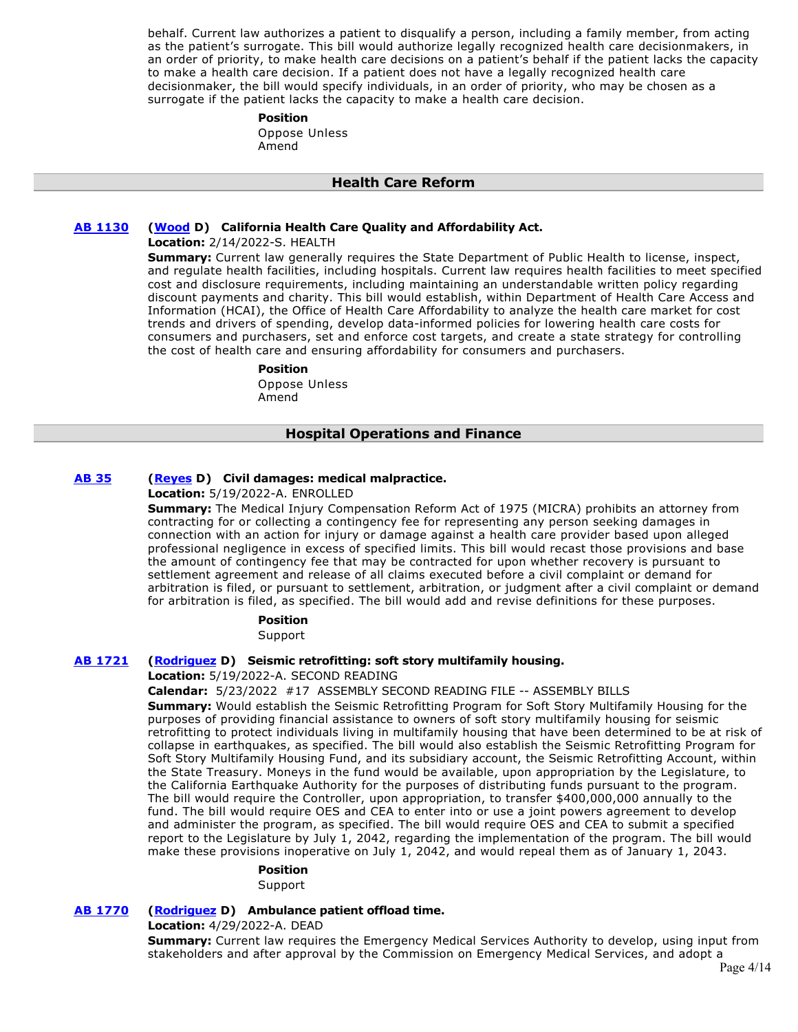behalf. Current law authorizes a patient to disqualify a person, including a family member, from acting as the patient's surrogate. This bill would authorize legally recognized health care decisionmakers, in an order of priority, to make health care decisions on a patient's behalf if the patient lacks the capacity to make a health care decision. If a patient does not have a legally recognized health care decisionmaker, the bill would specify individuals, in an order of priority, who may be chosen as a surrogate if the patient lacks the capacity to make a health care decision.

**Position**
Oppose Unless Amend

## Health Care Reform

**AB 1130** (**Wood** D) **California Health Care Quality and Affordability Act.**
**Location:** 2/14/2022-S. HEALTH
**Summary:** Current law generally requires the State Department of Public Health to license, inspect, and regulate health facilities, including hospitals. Current law requires health facilities to meet specified cost and disclosure requirements, including maintaining an understandable written policy regarding discount payments and charity. This bill would establish, within Department of Health Care Access and Information (HCAI), the Office of Health Care Affordability to analyze the health care market for cost trends and drivers of spending, develop data-informed policies for lowering health care costs for consumers and purchasers, set and enforce cost targets, and create a state strategy for controlling the cost of health care and ensuring affordability for consumers and purchasers.

**Position**
Oppose Unless Amend

## Hospital Operations and Finance

**AB 35** (**Reyes** D) **Civil damages: medical malpractice.**
**Location:** 5/19/2022-A. ENROLLED
**Summary:** The Medical Injury Compensation Reform Act of 1975 (MICRA) prohibits an attorney from contracting for or collecting a contingency fee for representing any person seeking damages in connection with an action for injury or damage against a health care provider based upon alleged professional negligence in excess of specified limits. This bill would recast those provisions and base the amount of contingency fee that may be contracted for upon whether recovery is pursuant to settlement agreement and release of all claims executed before a civil complaint or demand for arbitration is filed, or pursuant to settlement, arbitration, or judgment after a civil complaint or demand for arbitration is filed, as specified. The bill would add and revise definitions for these purposes.

**Position**
Support

**AB 1721** (**Rodriguez** D) **Seismic retrofitting: soft story multifamily housing.**
**Location:** 5/19/2022-A. SECOND READING
**Calendar:** 5/23/2022 #17 ASSEMBLY SECOND READING FILE -- ASSEMBLY BILLS
**Summary:** Would establish the Seismic Retrofitting Program for Soft Story Multifamily Housing for the purposes of providing financial assistance to owners of soft story multifamily housing for seismic retrofitting to protect individuals living in multifamily housing that have been determined to be at risk of collapse in earthquakes, as specified. The bill would also establish the Seismic Retrofitting Program for Soft Story Multifamily Housing Fund, and its subsidiary account, the Seismic Retrofitting Account, within the State Treasury. Moneys in the fund would be available, upon appropriation by the Legislature, to the California Earthquake Authority for the purposes of distributing funds pursuant to the program. The bill would require the Controller, upon appropriation, to transfer $400,000,000 annually to the fund. The bill would require OES and CEA to enter into or use a joint powers agreement to develop and administer the program, as specified. The bill would require OES and CEA to submit a specified report to the Legislature by July 1, 2042, regarding the implementation of the program. The bill would make these provisions inoperative on July 1, 2042, and would repeal them as of January 1, 2043.

**Position**
Support

**AB 1770** (**Rodriguez** D) **Ambulance patient offload time.**
**Location:** 4/29/2022-A. DEAD
**Summary:** Current law requires the Emergency Medical Services Authority to develop, using input from stakeholders and after approval by the Commission on Emergency Medical Services, and adopt a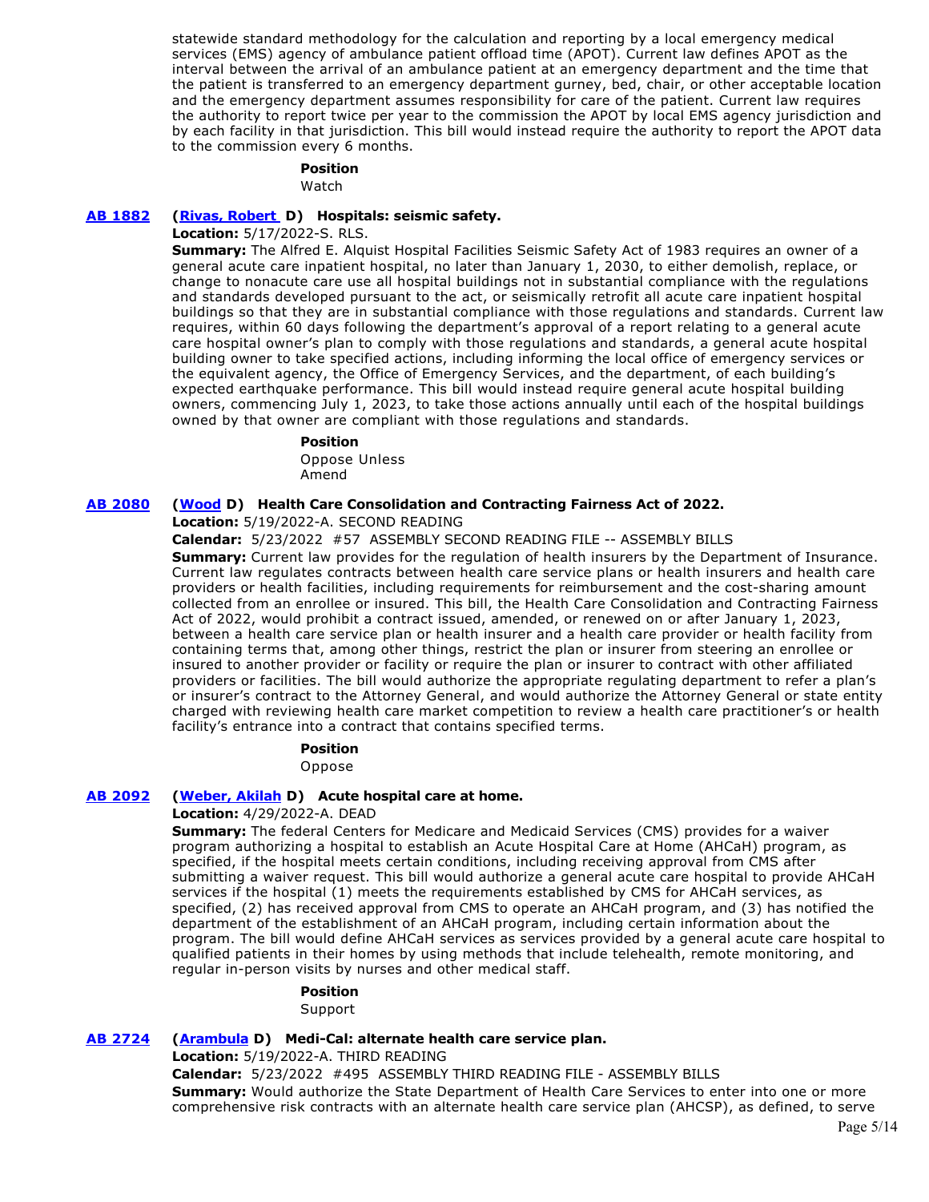statewide standard methodology for the calculation and reporting by a local emergency medical services (EMS) agency of ambulance patient offload time (APOT). Current law defines APOT as the interval between the arrival of an ambulance patient at an emergency department and the time that the patient is transferred to an emergency department gurney, bed, chair, or other acceptable location and the emergency department assumes responsibility for care of the patient. Current law requires the authority to report twice per year to the commission the APOT by local EMS agency jurisdiction and by each facility in that jurisdiction. This bill would instead require the authority to report the APOT data to the commission every 6 months.

**Position**

Watch

**AB 1882** **(Rivas, Robert D) Hospitals: seismic safety.**

**Location:** 5/17/2022-S. RLS.

**Summary:** The Alfred E. Alquist Hospital Facilities Seismic Safety Act of 1983 requires an owner of a general acute care inpatient hospital, no later than January 1, 2030, to either demolish, replace, or change to nonacute care use all hospital buildings not in substantial compliance with the regulations and standards developed pursuant to the act, or seismically retrofit all acute care inpatient hospital buildings so that they are in substantial compliance with those regulations and standards. Current law requires, within 60 days following the department's approval of a report relating to a general acute care hospital owner's plan to comply with those regulations and standards, a general acute hospital building owner to take specified actions, including informing the local office of emergency services or the equivalent agency, the Office of Emergency Services, and the department, of each building's expected earthquake performance. This bill would instead require general acute hospital building owners, commencing July 1, 2023, to take those actions annually until each of the hospital buildings owned by that owner are compliant with those regulations and standards.

**Position**

Oppose Unless Amend

**AB 2080** **(Wood D) Health Care Consolidation and Contracting Fairness Act of 2022.**

**Location:** 5/19/2022-A. SECOND READING

**Calendar:** 5/23/2022 #57 ASSEMBLY SECOND READING FILE -- ASSEMBLY BILLS

**Summary:** Current law provides for the regulation of health insurers by the Department of Insurance. Current law regulates contracts between health care service plans or health insurers and health care providers or health facilities, including requirements for reimbursement and the cost-sharing amount collected from an enrollee or insured. This bill, the Health Care Consolidation and Contracting Fairness Act of 2022, would prohibit a contract issued, amended, or renewed on or after January 1, 2023, between a health care service plan or health insurer and a health care provider or health facility from containing terms that, among other things, restrict the plan or insurer from steering an enrollee or insured to another provider or facility or require the plan or insurer to contract with other affiliated providers or facilities. The bill would authorize the appropriate regulating department to refer a plan's or insurer's contract to the Attorney General, and would authorize the Attorney General or state entity charged with reviewing health care market competition to review a health care practitioner's or health facility's entrance into a contract that contains specified terms.

**Position**

Oppose

**AB 2092** **(Weber, Akilah D) Acute hospital care at home.**

**Location:** 4/29/2022-A. DEAD

**Summary:** The federal Centers for Medicare and Medicaid Services (CMS) provides for a waiver program authorizing a hospital to establish an Acute Hospital Care at Home (AHCaH) program, as specified, if the hospital meets certain conditions, including receiving approval from CMS after submitting a waiver request. This bill would authorize a general acute care hospital to provide AHCaH services if the hospital (1) meets the requirements established by CMS for AHCaH services, as specified, (2) has received approval from CMS to operate an AHCaH program, and (3) has notified the department of the establishment of an AHCaH program, including certain information about the program. The bill would define AHCaH services as services provided by a general acute care hospital to qualified patients in their homes by using methods that include telehealth, remote monitoring, and regular in-person visits by nurses and other medical staff.

**Position**

Support

**AB 2724** **(Arambula D) Medi-Cal: alternate health care service plan.**

**Location:** 5/19/2022-A. THIRD READING

**Calendar:** 5/23/2022 #495 ASSEMBLY THIRD READING FILE - ASSEMBLY BILLS

**Summary:** Would authorize the State Department of Health Care Services to enter into one or more comprehensive risk contracts with an alternate health care service plan (AHCSP), as defined, to serve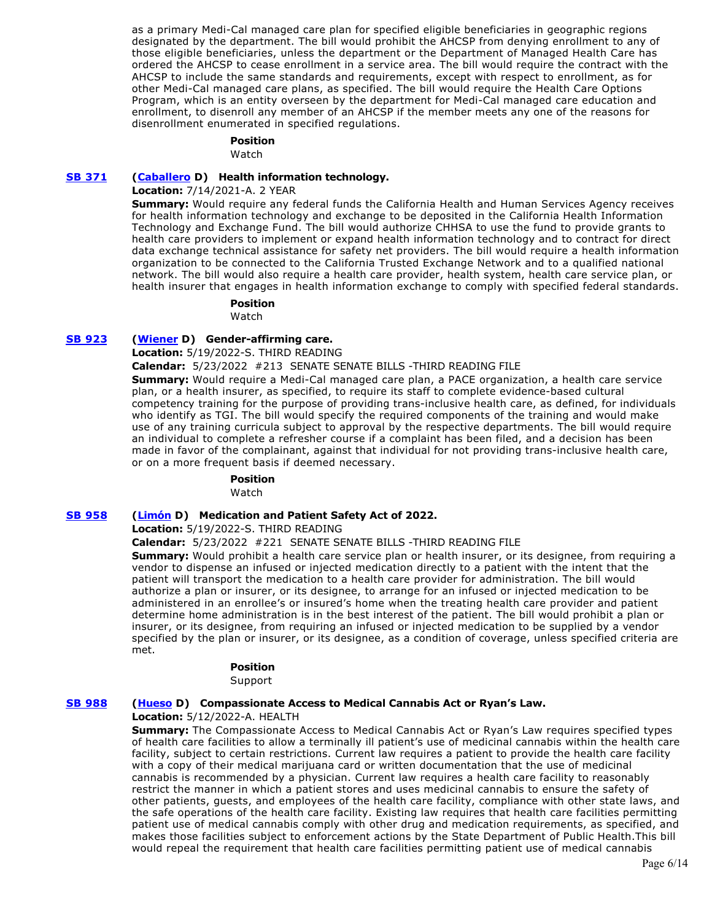as a primary Medi-Cal managed care plan for specified eligible beneficiaries in geographic regions designated by the department. The bill would prohibit the AHCSP from denying enrollment to any of those eligible beneficiaries, unless the department or the Department of Managed Health Care has ordered the AHCSP to cease enrollment in a service area. The bill would require the contract with the AHCSP to include the same standards and requirements, except with respect to enrollment, as for other Medi-Cal managed care plans, as specified. The bill would require the Health Care Options Program, which is an entity overseen by the department for Medi-Cal managed care education and enrollment, to disenroll any member of an AHCSP if the member meets any one of the reasons for disenrollment enumerated in specified regulations.

**Position**

Watch

**SB 371** **(Caballero D) Health information technology.**

**Location:** 7/14/2021-A. 2 YEAR

**Summary:** Would require any federal funds the California Health and Human Services Agency receives for health information technology and exchange to be deposited in the California Health Information Technology and Exchange Fund. The bill would authorize CHHSA to use the fund to provide grants to health care providers to implement or expand health information technology and to contract for direct data exchange technical assistance for safety net providers. The bill would require a health information organization to be connected to the California Trusted Exchange Network and to a qualified national network. The bill would also require a health care provider, health system, health care service plan, or health insurer that engages in health information exchange to comply with specified federal standards.

**Position**

Watch

**SB 923** **(Wiener D) Gender-affirming care.**

**Location:** 5/19/2022-S. THIRD READING

**Calendar:** 5/23/2022 #213 SENATE SENATE BILLS -THIRD READING FILE

**Summary:** Would require a Medi-Cal managed care plan, a PACE organization, a health care service plan, or a health insurer, as specified, to require its staff to complete evidence-based cultural competency training for the purpose of providing trans-inclusive health care, as defined, for individuals who identify as TGI. The bill would specify the required components of the training and would make use of any training curricula subject to approval by the respective departments. The bill would require an individual to complete a refresher course if a complaint has been filed, and a decision has been made in favor of the complainant, against that individual for not providing trans-inclusive health care, or on a more frequent basis if deemed necessary.

**Position**

Watch

**SB 958** **(Limón D) Medication and Patient Safety Act of 2022.**

**Location:** 5/19/2022-S. THIRD READING

**Calendar:** 5/23/2022 #221 SENATE SENATE BILLS -THIRD READING FILE

**Summary:** Would prohibit a health care service plan or health insurer, or its designee, from requiring a vendor to dispense an infused or injected medication directly to a patient with the intent that the patient will transport the medication to a health care provider for administration. The bill would authorize a plan or insurer, or its designee, to arrange for an infused or injected medication to be administered in an enrollee's or insured's home when the treating health care provider and patient determine home administration is in the best interest of the patient. The bill would prohibit a plan or insurer, or its designee, from requiring an infused or injected medication to be supplied by a vendor specified by the plan or insurer, or its designee, as a condition of coverage, unless specified criteria are met.

**Position**

Support

**SB 988** **(Hueso D) Compassionate Access to Medical Cannabis Act or Ryan's Law.**

**Location:** 5/12/2022-A. HEALTH

**Summary:** The Compassionate Access to Medical Cannabis Act or Ryan's Law requires specified types of health care facilities to allow a terminally ill patient's use of medicinal cannabis within the health care facility, subject to certain restrictions. Current law requires a patient to provide the health care facility with a copy of their medical marijuana card or written documentation that the use of medicinal cannabis is recommended by a physician. Current law requires a health care facility to reasonably restrict the manner in which a patient stores and uses medicinal cannabis to ensure the safety of other patients, guests, and employees of the health care facility, compliance with other state laws, and the safe operations of the health care facility. Existing law requires that health care facilities permitting patient use of medical cannabis comply with other drug and medication requirements, as specified, and makes those facilities subject to enforcement actions by the State Department of Public Health.This bill would repeal the requirement that health care facilities permitting patient use of medical cannabis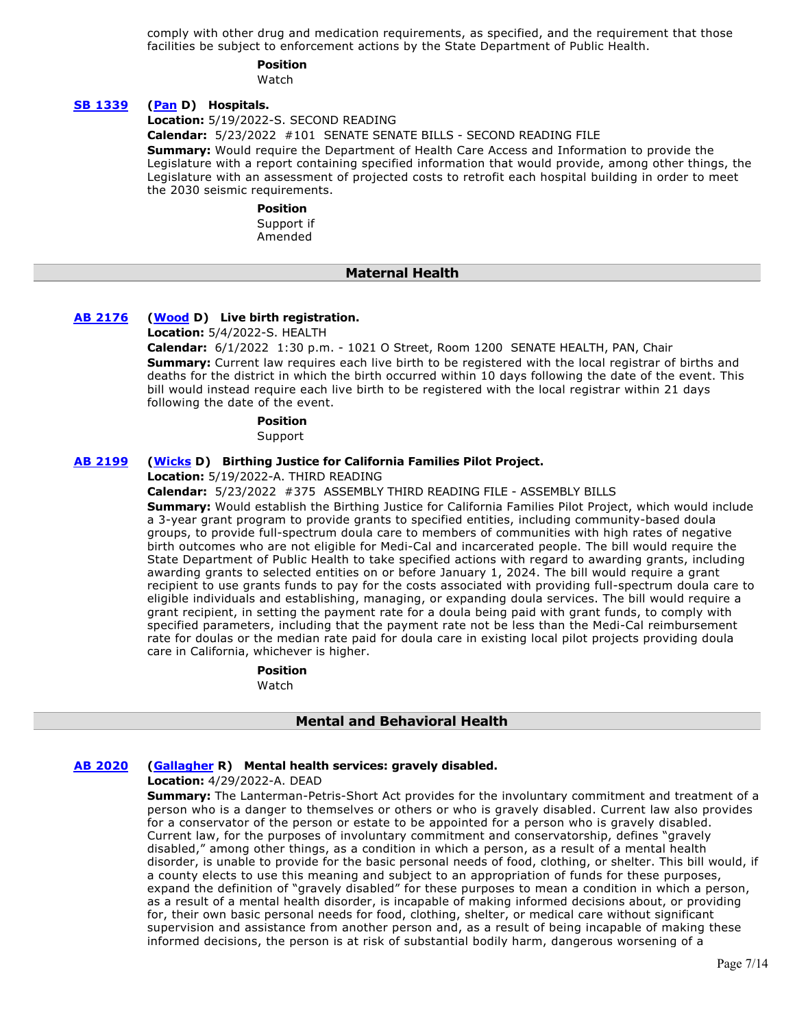comply with other drug and medication requirements, as specified, and the requirement that those facilities be subject to enforcement actions by the State Department of Public Health.

**Position**
Watch

**SB 1339** **(Pan D) Hospitals.**
**Location:** 5/19/2022-S. SECOND READING
**Calendar:** 5/23/2022 #101 SENATE SENATE BILLS - SECOND READING FILE
**Summary:** Would require the Department of Health Care Access and Information to provide the Legislature with a report containing specified information that would provide, among other things, the Legislature with an assessment of projected costs to retrofit each hospital building in order to meet the 2030 seismic requirements.

**Position**
Support if Amended

## Maternal Health

**AB 2176** **(Wood D) Live birth registration.**
**Location:** 5/4/2022-S. HEALTH
**Calendar:** 6/1/2022 1:30 p.m. - 1021 O Street, Room 1200 SENATE HEALTH, PAN, Chair
**Summary:** Current law requires each live birth to be registered with the local registrar of births and deaths for the district in which the birth occurred within 10 days following the date of the event. This bill would instead require each live birth to be registered with the local registrar within 21 days following the date of the event.

**Position**
Support

**AB 2199** **(Wicks D) Birthing Justice for California Families Pilot Project.**
**Location:** 5/19/2022-A. THIRD READING
**Calendar:** 5/23/2022 #375 ASSEMBLY THIRD READING FILE - ASSEMBLY BILLS
**Summary:** Would establish the Birthing Justice for California Families Pilot Project, which would include a 3-year grant program to provide grants to specified entities, including community-based doula groups, to provide full-spectrum doula care to members of communities with high rates of negative birth outcomes who are not eligible for Medi-Cal and incarcerated people. The bill would require the State Department of Public Health to take specified actions with regard to awarding grants, including awarding grants to selected entities on or before January 1, 2024. The bill would require a grant recipient to use grants funds to pay for the costs associated with providing full-spectrum doula care to eligible individuals and establishing, managing, or expanding doula services. The bill would require a grant recipient, in setting the payment rate for a doula being paid with grant funds, to comply with specified parameters, including that the payment rate not be less than the Medi-Cal reimbursement rate for doulas or the median rate paid for doula care in existing local pilot projects providing doula care in California, whichever is higher.

**Position**
Watch

## Mental and Behavioral Health

**AB 2020** **(Gallagher R) Mental health services: gravely disabled.**
**Location:** 4/29/2022-A. DEAD
**Summary:** The Lanterman-Petris-Short Act provides for the involuntary commitment and treatment of a person who is a danger to themselves or others or who is gravely disabled. Current law also provides for a conservator of the person or estate to be appointed for a person who is gravely disabled. Current law, for the purposes of involuntary commitment and conservatorship, defines "gravely disabled," among other things, as a condition in which a person, as a result of a mental health disorder, is unable to provide for the basic personal needs of food, clothing, or shelter. This bill would, if a county elects to use this meaning and subject to an appropriation of funds for these purposes, expand the definition of "gravely disabled" for these purposes to mean a condition in which a person, as a result of a mental health disorder, is incapable of making informed decisions about, or providing for, their own basic personal needs for food, clothing, shelter, or medical care without significant supervision and assistance from another person and, as a result of being incapable of making these informed decisions, the person is at risk of substantial bodily harm, dangerous worsening of a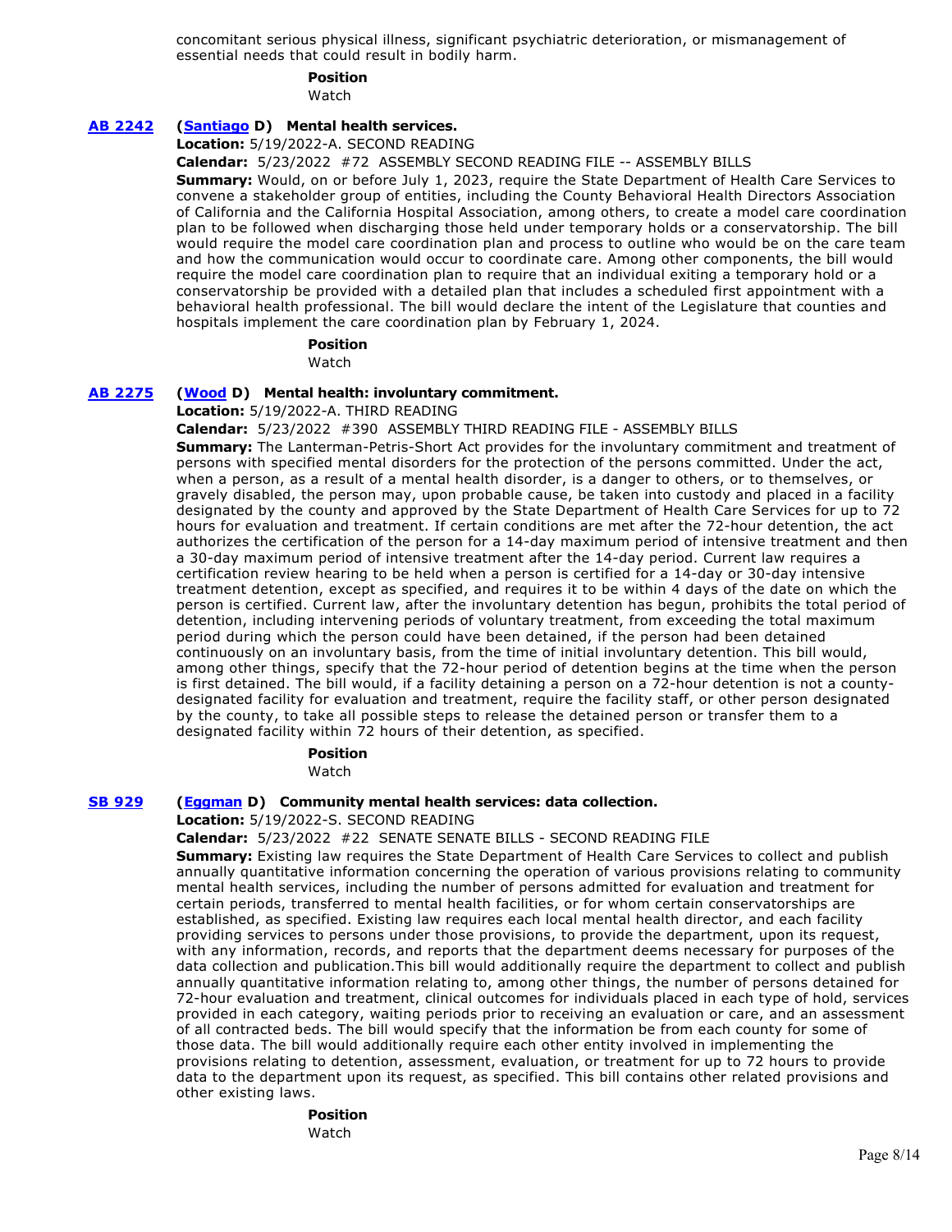concomitant serious physical illness, significant psychiatric deterioration, or mismanagement of essential needs that could result in bodily harm.

**Position**

Watch

**[AB 2242](#)** **([Santiago](#) D) Mental health services.**

**Location:** 5/19/2022-A. SECOND READING

**Calendar:** 5/23/2022 #72 ASSEMBLY SECOND READING FILE -- ASSEMBLY BILLS

**Summary:** Would, on or before July 1, 2023, require the State Department of Health Care Services to convene a stakeholder group of entities, including the County Behavioral Health Directors Association of California and the California Hospital Association, among others, to create a model care coordination plan to be followed when discharging those held under temporary holds or a conservatorship. The bill would require the model care coordination plan and process to outline who would be on the care team and how the communication would occur to coordinate care. Among other components, the bill would require the model care coordination plan to require that an individual exiting a temporary hold or a conservatorship be provided with a detailed plan that includes a scheduled first appointment with a behavioral health professional. The bill would declare the intent of the Legislature that counties and hospitals implement the care coordination plan by February 1, 2024.

**Position**

Watch

**[AB 2275](#)** **([Wood](#) D) Mental health: involuntary commitment.**

**Location:** 5/19/2022-A. THIRD READING

**Calendar:** 5/23/2022 #390 ASSEMBLY THIRD READING FILE - ASSEMBLY BILLS

**Summary:** The Lanterman-Petris-Short Act provides for the involuntary commitment and treatment of persons with specified mental disorders for the protection of the persons committed. Under the act, when a person, as a result of a mental health disorder, is a danger to others, or to themselves, or gravely disabled, the person may, upon probable cause, be taken into custody and placed in a facility designated by the county and approved by the State Department of Health Care Services for up to 72 hours for evaluation and treatment. If certain conditions are met after the 72-hour detention, the act authorizes the certification of the person for a 14-day maximum period of intensive treatment and then a 30-day maximum period of intensive treatment after the 14-day period. Current law requires a certification review hearing to be held when a person is certified for a 14-day or 30-day intensive treatment detention, except as specified, and requires it to be within 4 days of the date on which the person is certified. Current law, after the involuntary detention has begun, prohibits the total period of detention, including intervening periods of voluntary treatment, from exceeding the total maximum period during which the person could have been detained, if the person had been detained continuously on an involuntary basis, from the time of initial involuntary detention. This bill would, among other things, specify that the 72-hour period of detention begins at the time when the person is first detained. The bill would, if a facility detaining a person on a 72-hour detention is not a county-designated facility for evaluation and treatment, require the facility staff, or other person designated by the county, to take all possible steps to release the detained person or transfer them to a designated facility within 72 hours of their detention, as specified.

**Position**

Watch

**[SB 929](#)** **([Eggman](#) D) Community mental health services: data collection.**

**Location:** 5/19/2022-S. SECOND READING

**Calendar:** 5/23/2022 #22 SENATE SENATE BILLS - SECOND READING FILE

**Summary:** Existing law requires the State Department of Health Care Services to collect and publish annually quantitative information concerning the operation of various provisions relating to community mental health services, including the number of persons admitted for evaluation and treatment for certain periods, transferred to mental health facilities, or for whom certain conservatorships are established, as specified. Existing law requires each local mental health director, and each facility providing services to persons under those provisions, to provide the department, upon its request, with any information, records, and reports that the department deems necessary for purposes of the data collection and publication.This bill would additionally require the department to collect and publish annually quantitative information relating to, among other things, the number of persons detained for 72-hour evaluation and treatment, clinical outcomes for individuals placed in each type of hold, services provided in each category, waiting periods prior to receiving an evaluation or care, and an assessment of all contracted beds. The bill would specify that the information be from each county for some of those data. The bill would additionally require each other entity involved in implementing the provisions relating to detention, assessment, evaluation, or treatment for up to 72 hours to provide data to the department upon its request, as specified. This bill contains other related provisions and other existing laws.

**Position**

Watch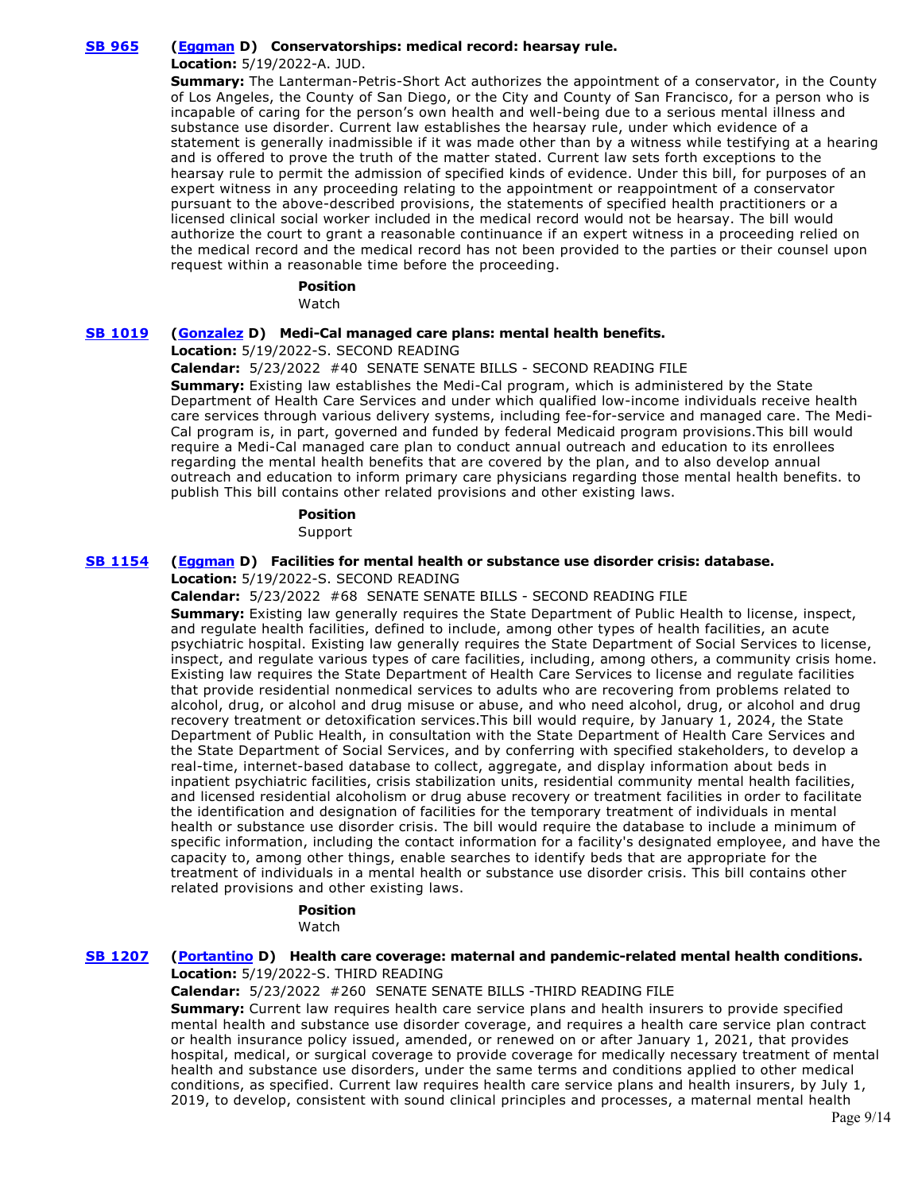**SB 965** **(Eggman D) Conservatorships: medical record: hearsay rule.**

**Location:** 5/19/2022-A. JUD.

**Summary:** The Lanterman-Petris-Short Act authorizes the appointment of a conservator, in the County of Los Angeles, the County of San Diego, or the City and County of San Francisco, for a person who is incapable of caring for the person's own health and well-being due to a serious mental illness and substance use disorder. Current law establishes the hearsay rule, under which evidence of a statement is generally inadmissible if it was made other than by a witness while testifying at a hearing and is offered to prove the truth of the matter stated. Current law sets forth exceptions to the hearsay rule to permit the admission of specified kinds of evidence. Under this bill, for purposes of an expert witness in any proceeding relating to the appointment or reappointment of a conservator pursuant to the above-described provisions, the statements of specified health practitioners or a licensed clinical social worker included in the medical record would not be hearsay. The bill would authorize the court to grant a reasonable continuance if an expert witness in a proceeding relied on the medical record and the medical record has not been provided to the parties or their counsel upon request within a reasonable time before the proceeding.

**Position**

Watch

**SB 1019** **(Gonzalez D) Medi-Cal managed care plans: mental health benefits.**

**Location:** 5/19/2022-S. SECOND READING

**Calendar:** 5/23/2022 #40 SENATE SENATE BILLS - SECOND READING FILE

**Summary:** Existing law establishes the Medi-Cal program, which is administered by the State Department of Health Care Services and under which qualified low-income individuals receive health care services through various delivery systems, including fee-for-service and managed care. The Medi-Cal program is, in part, governed and funded by federal Medicaid program provisions.This bill would require a Medi-Cal managed care plan to conduct annual outreach and education to its enrollees regarding the mental health benefits that are covered by the plan, and to also develop annual outreach and education to inform primary care physicians regarding those mental health benefits. to publish This bill contains other related provisions and other existing laws.

**Position**

Support

**SB 1154** **(Eggman D) Facilities for mental health or substance use disorder crisis: database.**

**Location:** 5/19/2022-S. SECOND READING

**Calendar:** 5/23/2022 #68 SENATE SENATE BILLS - SECOND READING FILE

**Summary:** Existing law generally requires the State Department of Public Health to license, inspect, and regulate health facilities, defined to include, among other types of health facilities, an acute psychiatric hospital. Existing law generally requires the State Department of Social Services to license, inspect, and regulate various types of care facilities, including, among others, a community crisis home. Existing law requires the State Department of Health Care Services to license and regulate facilities that provide residential nonmedical services to adults who are recovering from problems related to alcohol, drug, or alcohol and drug misuse or abuse, and who need alcohol, drug, or alcohol and drug recovery treatment or detoxification services.This bill would require, by January 1, 2024, the State Department of Public Health, in consultation with the State Department of Health Care Services and the State Department of Social Services, and by conferring with specified stakeholders, to develop a real-time, internet-based database to collect, aggregate, and display information about beds in inpatient psychiatric facilities, crisis stabilization units, residential community mental health facilities, and licensed residential alcoholism or drug abuse recovery or treatment facilities in order to facilitate the identification and designation of facilities for the temporary treatment of individuals in mental health or substance use disorder crisis. The bill would require the database to include a minimum of specific information, including the contact information for a facility's designated employee, and have the capacity to, among other things, enable searches to identify beds that are appropriate for the treatment of individuals in a mental health or substance use disorder crisis. This bill contains other related provisions and other existing laws.

**Position**

Watch

**SB 1207** **(Portantino D) Health care coverage: maternal and pandemic-related mental health conditions.**

**Location:** 5/19/2022-S. THIRD READING

**Calendar:** 5/23/2022 #260 SENATE SENATE BILLS -THIRD READING FILE

**Summary:** Current law requires health care service plans and health insurers to provide specified mental health and substance use disorder coverage, and requires a health care service plan contract or health insurance policy issued, amended, or renewed on or after January 1, 2021, that provides hospital, medical, or surgical coverage to provide coverage for medically necessary treatment of mental health and substance use disorders, under the same terms and conditions applied to other medical conditions, as specified. Current law requires health care service plans and health insurers, by July 1, 2019, to develop, consistent with sound clinical principles and processes, a maternal mental health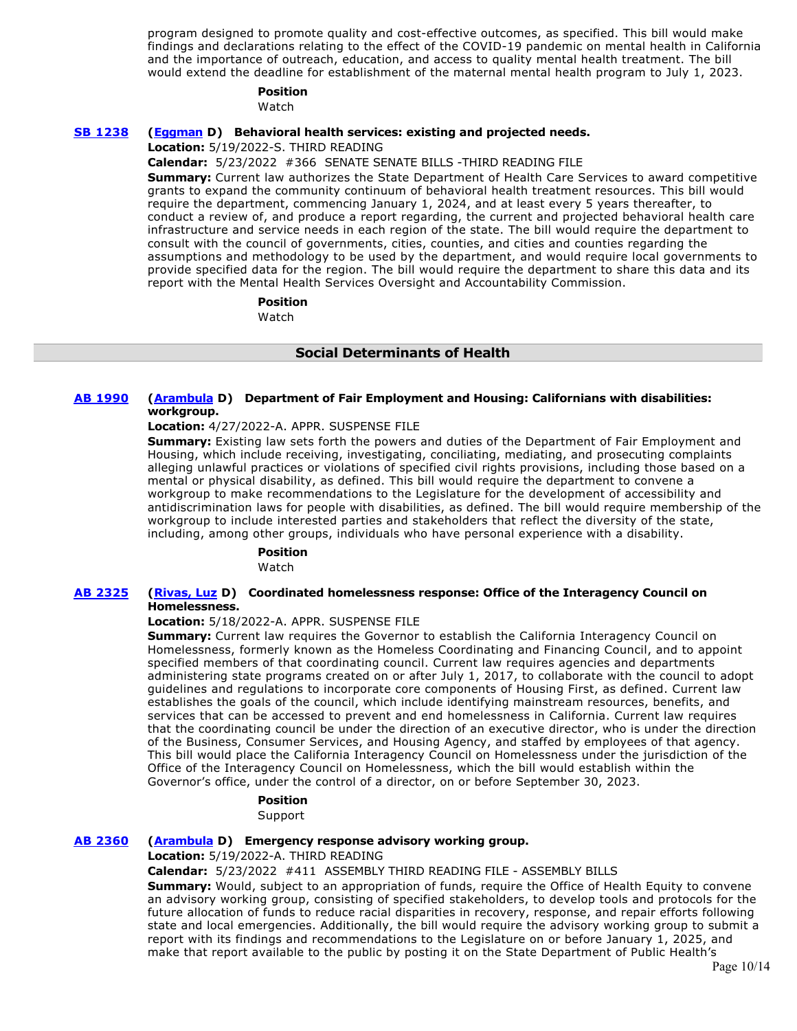program designed to promote quality and cost-effective outcomes, as specified. This bill would make findings and declarations relating to the effect of the COVID-19 pandemic on mental health in California and the importance of outreach, education, and access to quality mental health treatment. The bill would extend the deadline for establishment of the maternal mental health program to July 1, 2023.

**Position**

Watch

**SB 1238** (**Eggman** D) **Behavioral health services: existing and projected needs.**

**Location:** 5/19/2022-S. THIRD READING

**Calendar:** 5/23/2022 #366 SENATE SENATE BILLS -THIRD READING FILE

**Summary:** Current law authorizes the State Department of Health Care Services to award competitive grants to expand the community continuum of behavioral health treatment resources. This bill would require the department, commencing January 1, 2024, and at least every 5 years thereafter, to conduct a review of, and produce a report regarding, the current and projected behavioral health care infrastructure and service needs in each region of the state. The bill would require the department to consult with the council of governments, cities, counties, and cities and counties regarding the assumptions and methodology to be used by the department, and would require local governments to provide specified data for the region. The bill would require the department to share this data and its report with the Mental Health Services Oversight and Accountability Commission.

**Position**

Watch

## Social Determinants of Health

**AB 1990** (**Arambula** D) **Department of Fair Employment and Housing: Californians with disabilities: workgroup.**

**Location:** 4/27/2022-A. APPR. SUSPENSE FILE

**Summary:** Existing law sets forth the powers and duties of the Department of Fair Employment and Housing, which include receiving, investigating, conciliating, mediating, and prosecuting complaints alleging unlawful practices or violations of specified civil rights provisions, including those based on a mental or physical disability, as defined. This bill would require the department to convene a workgroup to make recommendations to the Legislature for the development of accessibility and antidiscrimination laws for people with disabilities, as defined. The bill would require membership of the workgroup to include interested parties and stakeholders that reflect the diversity of the state, including, among other groups, individuals who have personal experience with a disability.

**Position**

Watch

**AB 2325** (**Rivas, Luz** D) **Coordinated homelessness response: Office of the Interagency Council on Homelessness.**

**Location:** 5/18/2022-A. APPR. SUSPENSE FILE

**Summary:** Current law requires the Governor to establish the California Interagency Council on Homelessness, formerly known as the Homeless Coordinating and Financing Council, and to appoint specified members of that coordinating council. Current law requires agencies and departments administering state programs created on or after July 1, 2017, to collaborate with the council to adopt guidelines and regulations to incorporate core components of Housing First, as defined. Current law establishes the goals of the council, which include identifying mainstream resources, benefits, and services that can be accessed to prevent and end homelessness in California. Current law requires that the coordinating council be under the direction of an executive director, who is under the direction of the Business, Consumer Services, and Housing Agency, and staffed by employees of that agency. This bill would place the California Interagency Council on Homelessness under the jurisdiction of the Office of the Interagency Council on Homelessness, which the bill would establish within the Governor's office, under the control of a director, on or before September 30, 2023.

**Position**

Support

**AB 2360** (**Arambula** D) **Emergency response advisory working group.**

**Location:** 5/19/2022-A. THIRD READING

**Calendar:** 5/23/2022 #411 ASSEMBLY THIRD READING FILE - ASSEMBLY BILLS

**Summary:** Would, subject to an appropriation of funds, require the Office of Health Equity to convene an advisory working group, consisting of specified stakeholders, to develop tools and protocols for the future allocation of funds to reduce racial disparities in recovery, response, and repair efforts following state and local emergencies. Additionally, the bill would require the advisory working group to submit a report with its findings and recommendations to the Legislature on or before January 1, 2025, and make that report available to the public by posting it on the State Department of Public Health's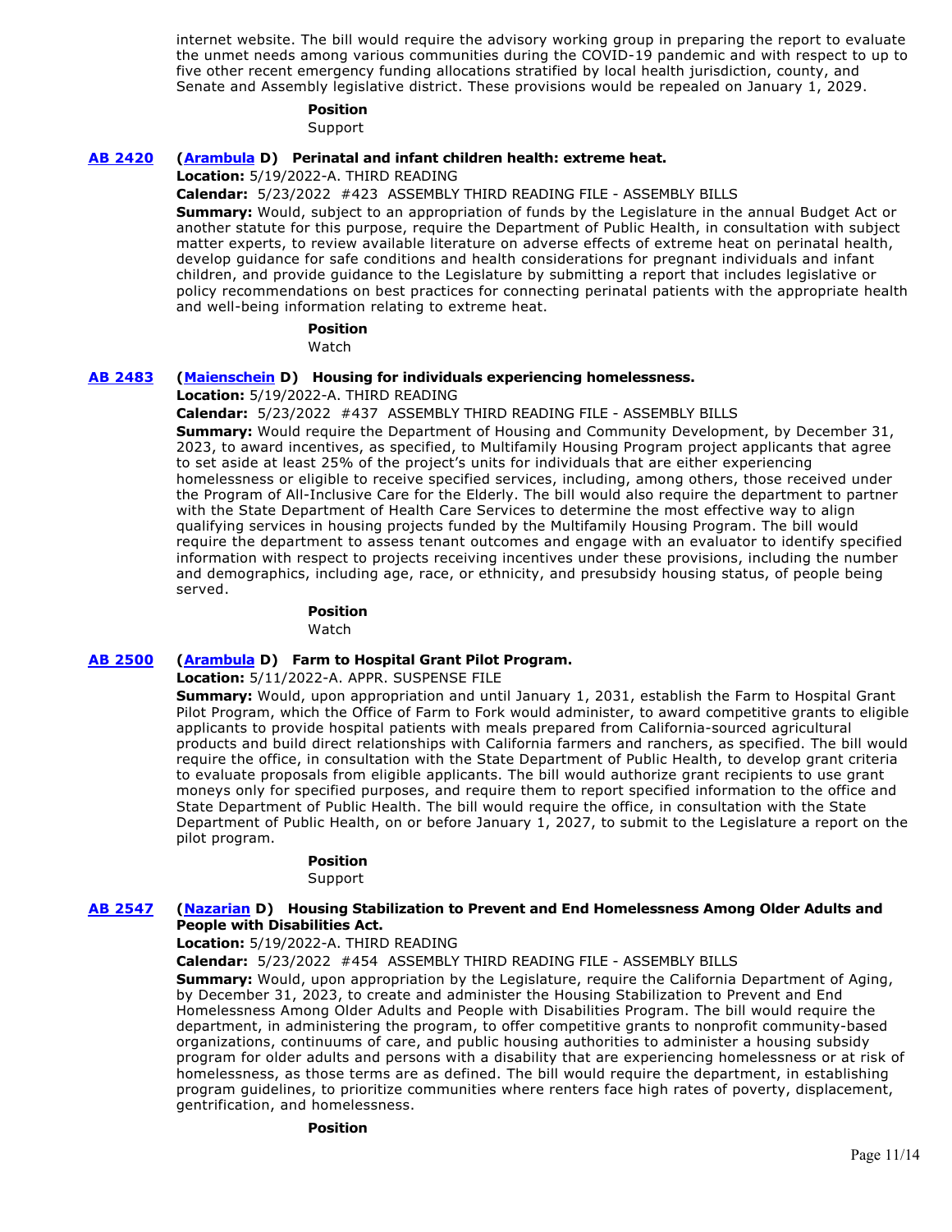internet website. The bill would require the advisory working group in preparing the report to evaluate the unmet needs among various communities during the COVID-19 pandemic and with respect to up to five other recent emergency funding allocations stratified by local health jurisdiction, county, and Senate and Assembly legislative district. These provisions would be repealed on January 1, 2029.

**Position**
Support

**AB 2420** **(Arambula D) Perinatal and infant children health: extreme heat.**

**Location:** 5/19/2022-A. THIRD READING

**Calendar:** 5/23/2022 #423 ASSEMBLY THIRD READING FILE - ASSEMBLY BILLS

**Summary:** Would, subject to an appropriation of funds by the Legislature in the annual Budget Act or another statute for this purpose, require the Department of Public Health, in consultation with subject matter experts, to review available literature on adverse effects of extreme heat on perinatal health, develop guidance for safe conditions and health considerations for pregnant individuals and infant children, and provide guidance to the Legislature by submitting a report that includes legislative or policy recommendations on best practices for connecting perinatal patients with the appropriate health and well-being information relating to extreme heat.

**Position**
Watch

**AB 2483** **(Maienschein D) Housing for individuals experiencing homelessness.**

**Location:** 5/19/2022-A. THIRD READING

**Calendar:** 5/23/2022 #437 ASSEMBLY THIRD READING FILE - ASSEMBLY BILLS

**Summary:** Would require the Department of Housing and Community Development, by December 31, 2023, to award incentives, as specified, to Multifamily Housing Program project applicants that agree to set aside at least 25% of the project's units for individuals that are either experiencing homelessness or eligible to receive specified services, including, among others, those received under the Program of All-Inclusive Care for the Elderly. The bill would also require the department to partner with the State Department of Health Care Services to determine the most effective way to align qualifying services in housing projects funded by the Multifamily Housing Program. The bill would require the department to assess tenant outcomes and engage with an evaluator to identify specified information with respect to projects receiving incentives under these provisions, including the number and demographics, including age, race, or ethnicity, and presubsidy housing status, of people being served.

**Position**
Watch

**AB 2500** **(Arambula D) Farm to Hospital Grant Pilot Program.**

**Location:** 5/11/2022-A. APPR. SUSPENSE FILE

**Summary:** Would, upon appropriation and until January 1, 2031, establish the Farm to Hospital Grant Pilot Program, which the Office of Farm to Fork would administer, to award competitive grants to eligible applicants to provide hospital patients with meals prepared from California-sourced agricultural products and build direct relationships with California farmers and ranchers, as specified. The bill would require the office, in consultation with the State Department of Public Health, to develop grant criteria to evaluate proposals from eligible applicants. The bill would authorize grant recipients to use grant moneys only for specified purposes, and require them to report specified information to the office and State Department of Public Health. The bill would require the office, in consultation with the State Department of Public Health, on or before January 1, 2027, to submit to the Legislature a report on the pilot program.

**Position**
Support

**AB 2547** **(Nazarian D) Housing Stabilization to Prevent and End Homelessness Among Older Adults and People with Disabilities Act.**

**Location:** 5/19/2022-A. THIRD READING

**Calendar:** 5/23/2022 #454 ASSEMBLY THIRD READING FILE - ASSEMBLY BILLS

**Summary:** Would, upon appropriation by the Legislature, require the California Department of Aging, by December 31, 2023, to create and administer the Housing Stabilization to Prevent and End Homelessness Among Older Adults and People with Disabilities Program. The bill would require the department, in administering the program, to offer competitive grants to nonprofit community-based organizations, continuums of care, and public housing authorities to administer a housing subsidy program for older adults and persons with a disability that are experiencing homelessness or at risk of homelessness, as those terms are as defined. The bill would require the department, in establishing program guidelines, to prioritize communities where renters face high rates of poverty, displacement, gentrification, and homelessness.

**Position**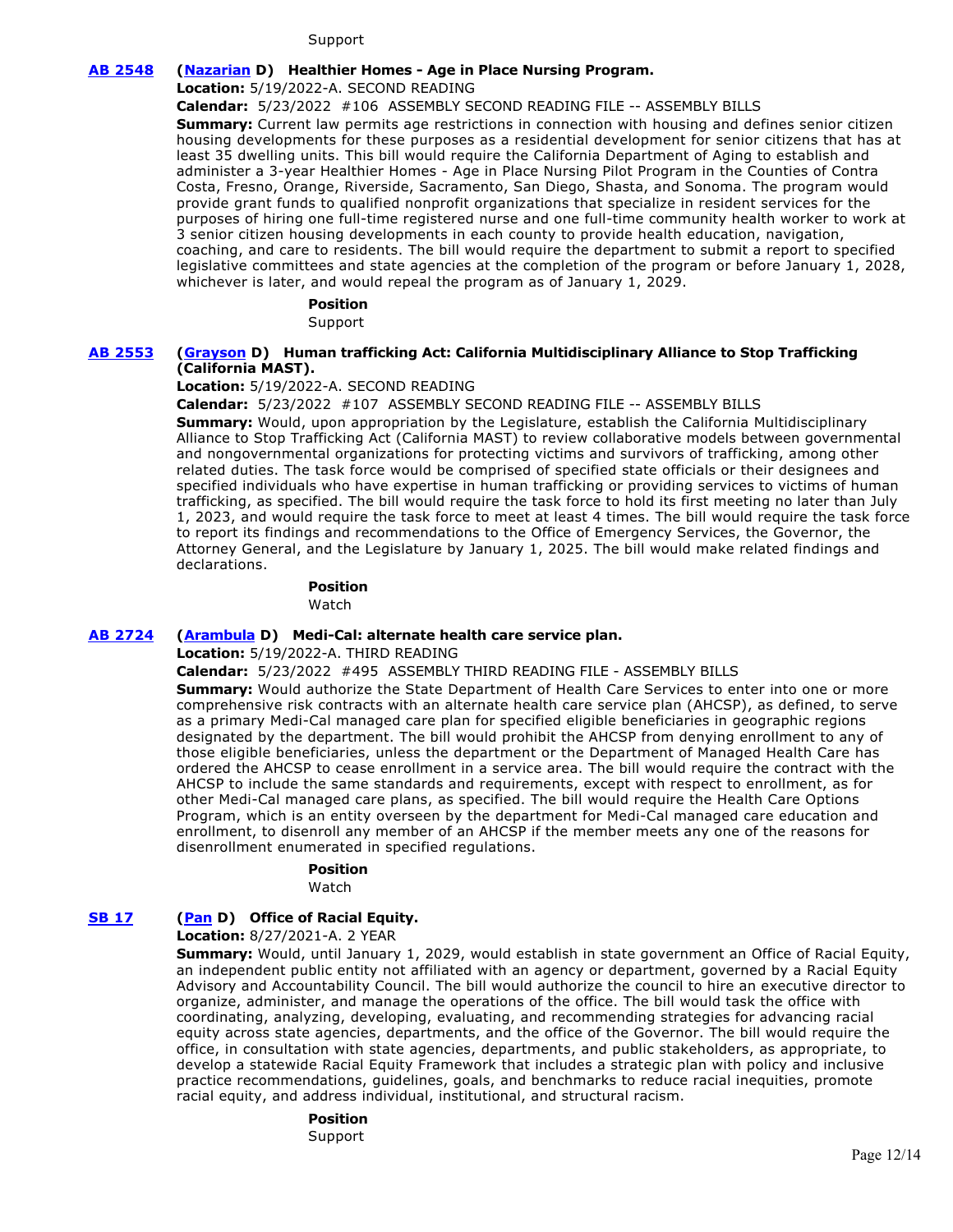Support

**[AB 2548](#)** **([Nazarian](#) D) Healthier Homes - Age in Place Nursing Program.**

**Location:** 5/19/2022-A. SECOND READING

**Calendar:** 5/23/2022 #106 ASSEMBLY SECOND READING FILE -- ASSEMBLY BILLS

**Summary:** Current law permits age restrictions in connection with housing and defines senior citizen housing developments for these purposes as a residential development for senior citizens that has at least 35 dwelling units. This bill would require the California Department of Aging to establish and administer a 3-year Healthier Homes - Age in Place Nursing Pilot Program in the Counties of Contra Costa, Fresno, Orange, Riverside, Sacramento, San Diego, Shasta, and Sonoma. The program would provide grant funds to qualified nonprofit organizations that specialize in resident services for the purposes of hiring one full-time registered nurse and one full-time community health worker to work at 3 senior citizen housing developments in each county to provide health education, navigation, coaching, and care to residents. The bill would require the department to submit a report to specified legislative committees and state agencies at the completion of the program or before January 1, 2028, whichever is later, and would repeal the program as of January 1, 2029.

**Position**

Support

**[AB 2553](#)** **([Grayson](#) D) Human trafficking Act: California Multidisciplinary Alliance to Stop Trafficking (California MAST).**

**Location:** 5/19/2022-A. SECOND READING

**Calendar:** 5/23/2022 #107 ASSEMBLY SECOND READING FILE -- ASSEMBLY BILLS

**Summary:** Would, upon appropriation by the Legislature, establish the California Multidisciplinary Alliance to Stop Trafficking Act (California MAST) to review collaborative models between governmental and nongovernmental organizations for protecting victims and survivors of trafficking, among other related duties. The task force would be comprised of specified state officials or their designees and specified individuals who have expertise in human trafficking or providing services to victims of human trafficking, as specified. The bill would require the task force to hold its first meeting no later than July 1, 2023, and would require the task force to meet at least 4 times. The bill would require the task force to report its findings and recommendations to the Office of Emergency Services, the Governor, the Attorney General, and the Legislature by January 1, 2025. The bill would make related findings and declarations.

**Position**

Watch

**[AB 2724](#)** **([Arambula](#) D) Medi-Cal: alternate health care service plan.**

**Location:** 5/19/2022-A. THIRD READING

**Calendar:** 5/23/2022 #495 ASSEMBLY THIRD READING FILE - ASSEMBLY BILLS

**Summary:** Would authorize the State Department of Health Care Services to enter into one or more comprehensive risk contracts with an alternate health care service plan (AHCSP), as defined, to serve as a primary Medi-Cal managed care plan for specified eligible beneficiaries in geographic regions designated by the department. The bill would prohibit the AHCSP from denying enrollment to any of those eligible beneficiaries, unless the department or the Department of Managed Health Care has ordered the AHCSP to cease enrollment in a service area. The bill would require the contract with the AHCSP to include the same standards and requirements, except with respect to enrollment, as for other Medi-Cal managed care plans, as specified. The bill would require the Health Care Options Program, which is an entity overseen by the department for Medi-Cal managed care education and enrollment, to disenroll any member of an AHCSP if the member meets any one of the reasons for disenrollment enumerated in specified regulations.

**Position**

Watch

**[SB 17](#)** **([Pan](#) D) Office of Racial Equity.**

**Location:** 8/27/2021-A. 2 YEAR

**Summary:** Would, until January 1, 2029, would establish in state government an Office of Racial Equity, an independent public entity not affiliated with an agency or department, governed by a Racial Equity Advisory and Accountability Council. The bill would authorize the council to hire an executive director to organize, administer, and manage the operations of the office. The bill would task the office with coordinating, analyzing, developing, evaluating, and recommending strategies for advancing racial equity across state agencies, departments, and the office of the Governor. The bill would require the office, in consultation with state agencies, departments, and public stakeholders, as appropriate, to develop a statewide Racial Equity Framework that includes a strategic plan with policy and inclusive practice recommendations, guidelines, goals, and benchmarks to reduce racial inequities, promote racial equity, and address individual, institutional, and structural racism.

**Position**

Support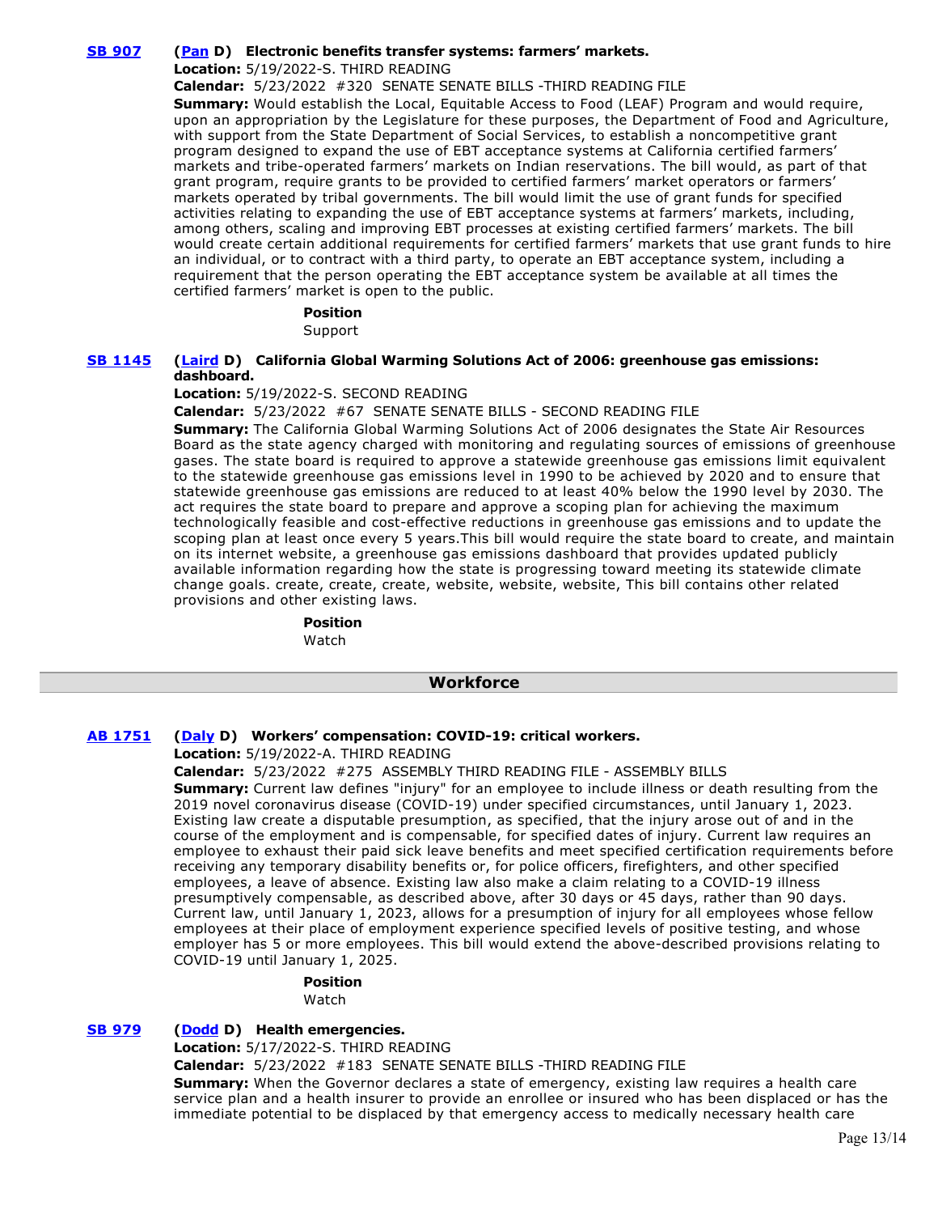**SB 907** **(Pan D) Electronic benefits transfer systems: farmers' markets.**

**Location:** 5/19/2022-S. THIRD READING

**Calendar:** 5/23/2022 #320 SENATE SENATE BILLS -THIRD READING FILE

**Summary:** Would establish the Local, Equitable Access to Food (LEAF) Program and would require, upon an appropriation by the Legislature for these purposes, the Department of Food and Agriculture, with support from the State Department of Social Services, to establish a noncompetitive grant program designed to expand the use of EBT acceptance systems at California certified farmers' markets and tribe-operated farmers' markets on Indian reservations. The bill would, as part of that grant program, require grants to be provided to certified farmers' market operators or farmers' markets operated by tribal governments. The bill would limit the use of grant funds for specified activities relating to expanding the use of EBT acceptance systems at farmers' markets, including, among others, scaling and improving EBT processes at existing certified farmers' markets. The bill would create certain additional requirements for certified farmers' markets that use grant funds to hire an individual, or to contract with a third party, to operate an EBT acceptance system, including a requirement that the person operating the EBT acceptance system be available at all times the certified farmers' market is open to the public.

**Position**

Support

**SB 1145** **(Laird D) California Global Warming Solutions Act of 2006: greenhouse gas emissions: dashboard.**

**Location:** 5/19/2022-S. SECOND READING

**Calendar:** 5/23/2022 #67 SENATE SENATE BILLS - SECOND READING FILE

**Summary:** The California Global Warming Solutions Act of 2006 designates the State Air Resources Board as the state agency charged with monitoring and regulating sources of emissions of greenhouse gases. The state board is required to approve a statewide greenhouse gas emissions limit equivalent to the statewide greenhouse gas emissions level in 1990 to be achieved by 2020 and to ensure that statewide greenhouse gas emissions are reduced to at least 40% below the 1990 level by 2030. The act requires the state board to prepare and approve a scoping plan for achieving the maximum technologically feasible and cost-effective reductions in greenhouse gas emissions and to update the scoping plan at least once every 5 years.This bill would require the state board to create, and maintain on its internet website, a greenhouse gas emissions dashboard that provides updated publicly available information regarding how the state is progressing toward meeting its statewide climate change goals. create, create, create, website, website, website, This bill contains other related provisions and other existing laws.

**Position**

Watch

## Workforce

**AB 1751** **(Daly D) Workers' compensation: COVID-19: critical workers.**

**Location:** 5/19/2022-A. THIRD READING

**Calendar:** 5/23/2022 #275 ASSEMBLY THIRD READING FILE - ASSEMBLY BILLS

**Summary:** Current law defines "injury" for an employee to include illness or death resulting from the 2019 novel coronavirus disease (COVID-19) under specified circumstances, until January 1, 2023. Existing law create a disputable presumption, as specified, that the injury arose out of and in the course of the employment and is compensable, for specified dates of injury. Current law requires an employee to exhaust their paid sick leave benefits and meet specified certification requirements before receiving any temporary disability benefits or, for police officers, firefighters, and other specified employees, a leave of absence. Existing law also make a claim relating to a COVID-19 illness presumptively compensable, as described above, after 30 days or 45 days, rather than 90 days. Current law, until January 1, 2023, allows for a presumption of injury for all employees whose fellow employees at their place of employment experience specified levels of positive testing, and whose employer has 5 or more employees. This bill would extend the above-described provisions relating to COVID-19 until January 1, 2025.

**Position**

Watch

**SB 979** **(Dodd D) Health emergencies.**

**Location:** 5/17/2022-S. THIRD READING

**Calendar:** 5/23/2022 #183 SENATE SENATE BILLS -THIRD READING FILE

**Summary:** When the Governor declares a state of emergency, existing law requires a health care service plan and a health insurer to provide an enrollee or insured who has been displaced or has the immediate potential to be displaced by that emergency access to medically necessary health care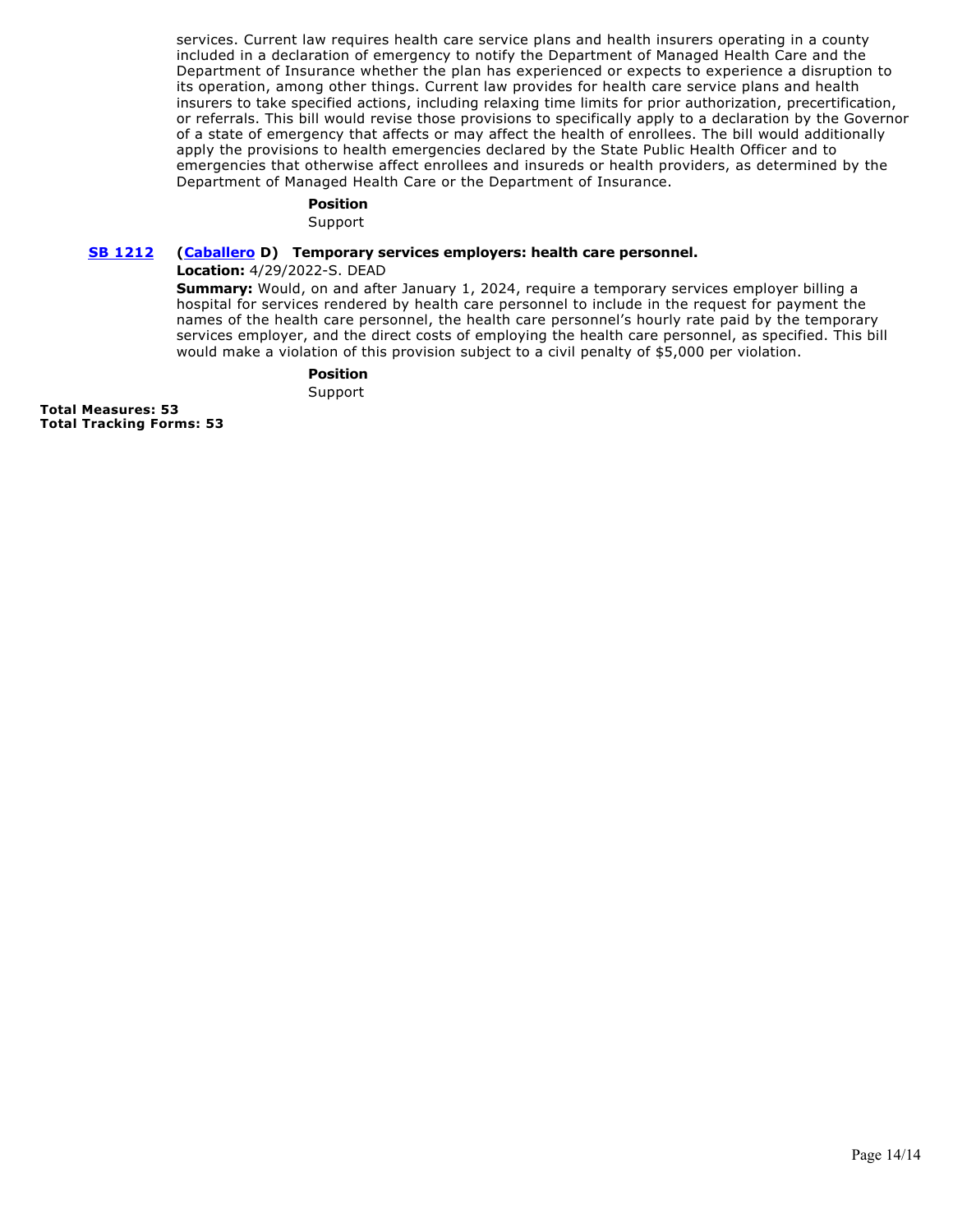services. Current law requires health care service plans and health insurers operating in a county included in a declaration of emergency to notify the Department of Managed Health Care and the Department of Insurance whether the plan has experienced or expects to experience a disruption to its operation, among other things. Current law provides for health care service plans and health insurers to take specified actions, including relaxing time limits for prior authorization, precertification, or referrals. This bill would revise those provisions to specifically apply to a declaration by the Governor of a state of emergency that affects or may affect the health of enrollees. The bill would additionally apply the provisions to health emergencies declared by the State Public Health Officer and to emergencies that otherwise affect enrollees and insureds or health providers, as determined by the Department of Managed Health Care or the Department of Insurance.

**Position**

Support

**SB 1212** **(Caballero D) Temporary services employers: health care personnel.**

**Location:** 4/29/2022-S. DEAD

**Summary:** Would, on and after January 1, 2024, require a temporary services employer billing a hospital for services rendered by health care personnel to include in the request for payment the names of the health care personnel, the health care personnel's hourly rate paid by the temporary services employer, and the direct costs of employing the health care personnel, as specified. This bill would make a violation of this provision subject to a civil penalty of $5,000 per violation.

**Position**

Support

**Total Measures: 53**
**Total Tracking Forms: 53**